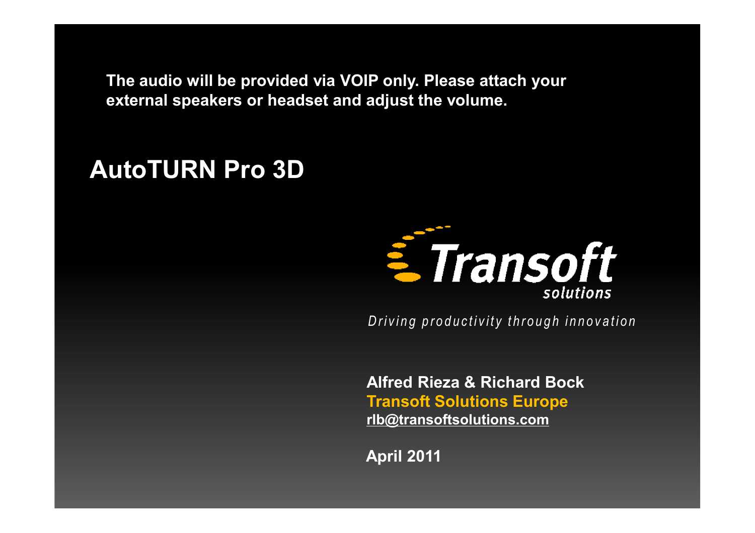**The audio will be provided via VOIP only. Please attach your external speakers or headset and adjust the volume.**

# AutoTURN Pro 3D

Transoft solutions

*Driving productivity through innovation*

**Alfred Rieza & Richard Bock**
**Transoft Solutions Europe**
**rlb@transoftsolutions.com**

**April 2011**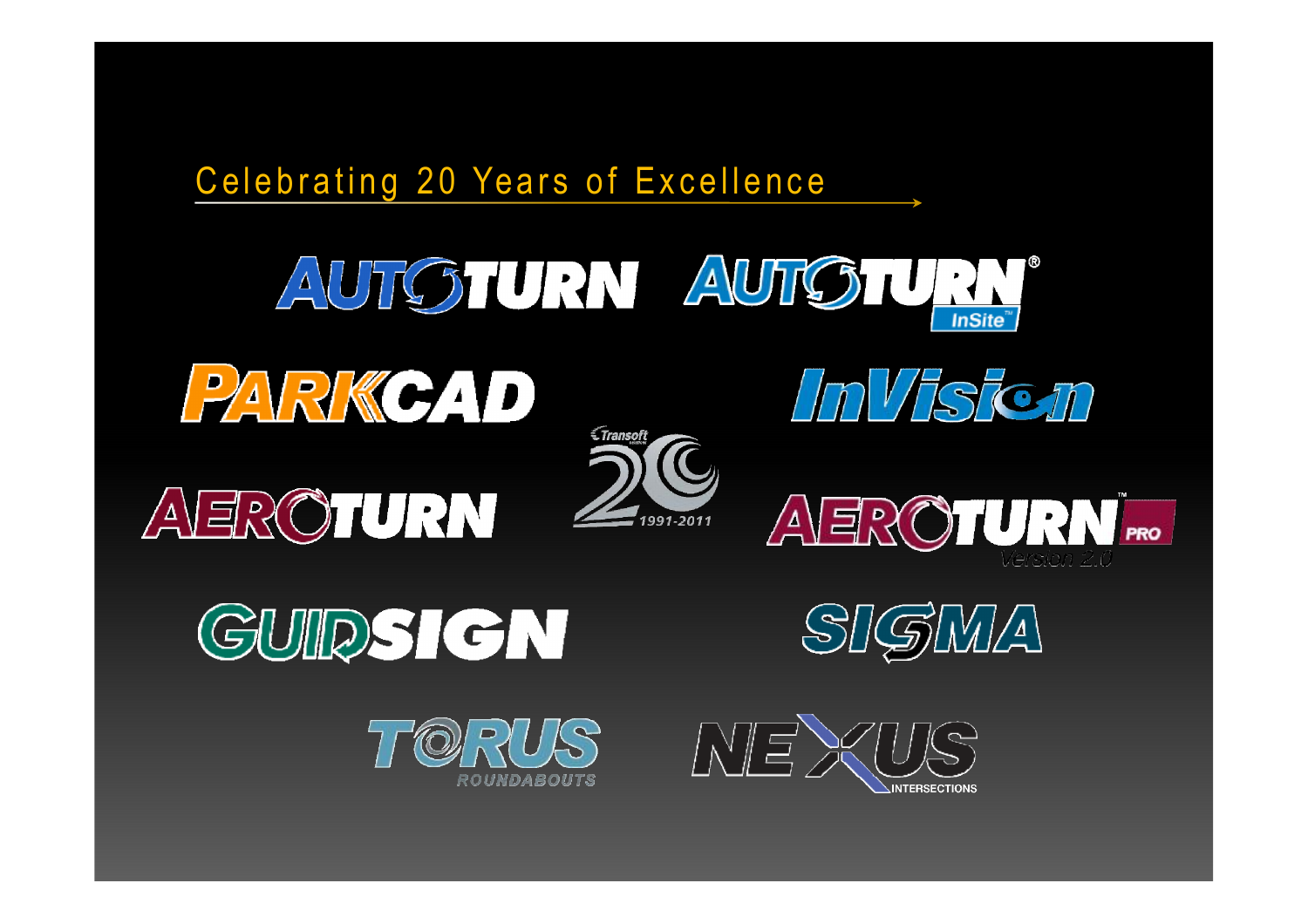## Celebrating 20 Years of Excellence

AUTOTURN

AUTOTURN® InSite™

PARKCAD

InVision

Transoft 20 1991-2011

AEROTURN

AEROTURN™ PRO Version 2.0

GUIDSIGN

SIGMA

TORUS ROUNDABOUTS

NEXUS INTERSECTIONS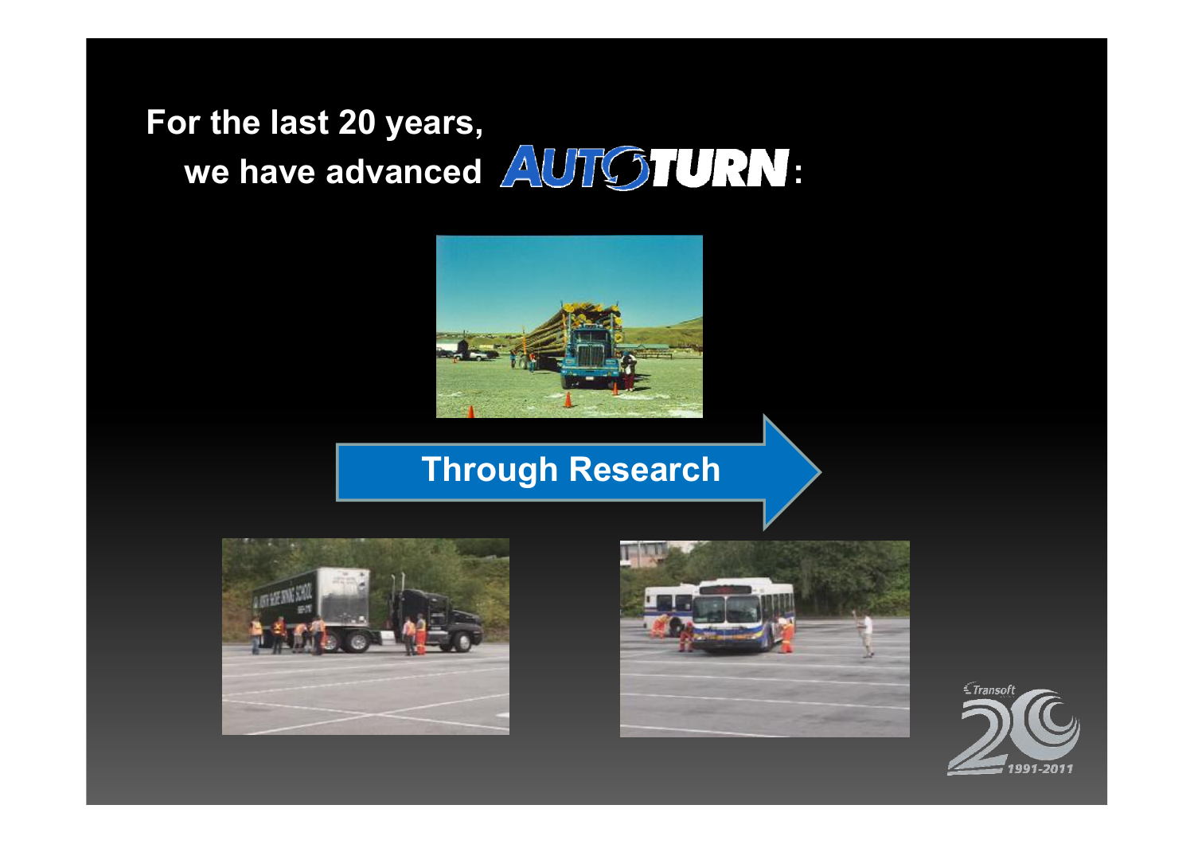**For the last 20 years,**

**we have advanced AUTOTURN:**

**Through Research**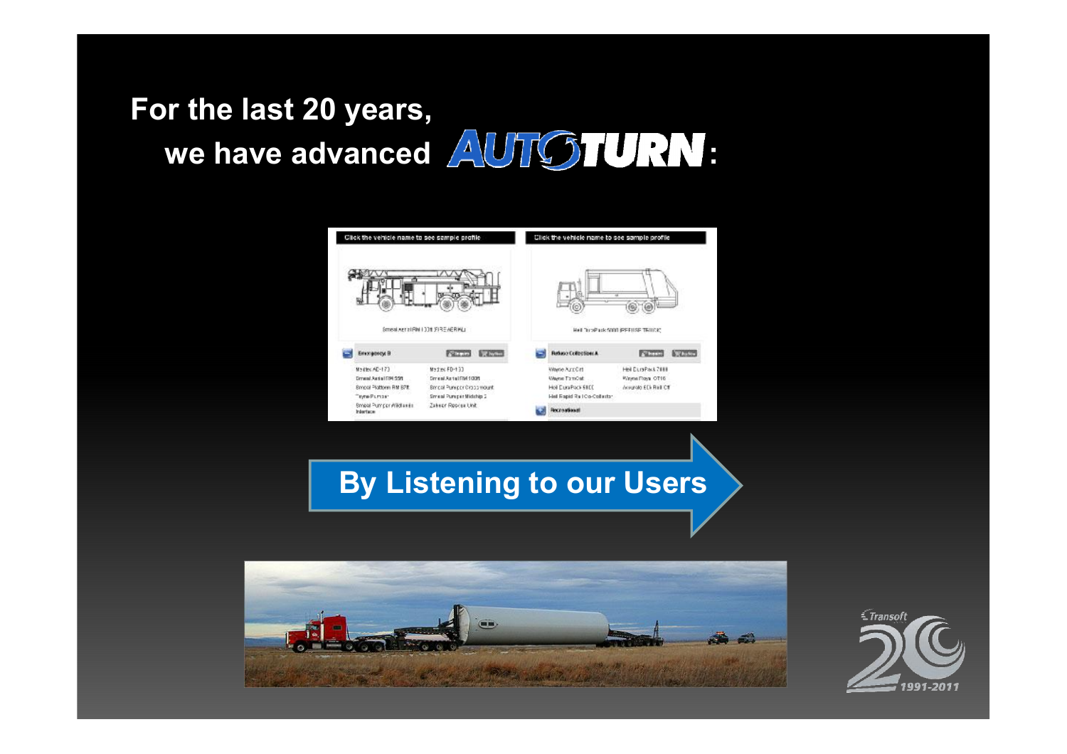For the last 20 years, we have advanced AUTOTURN:

By Listening to our Users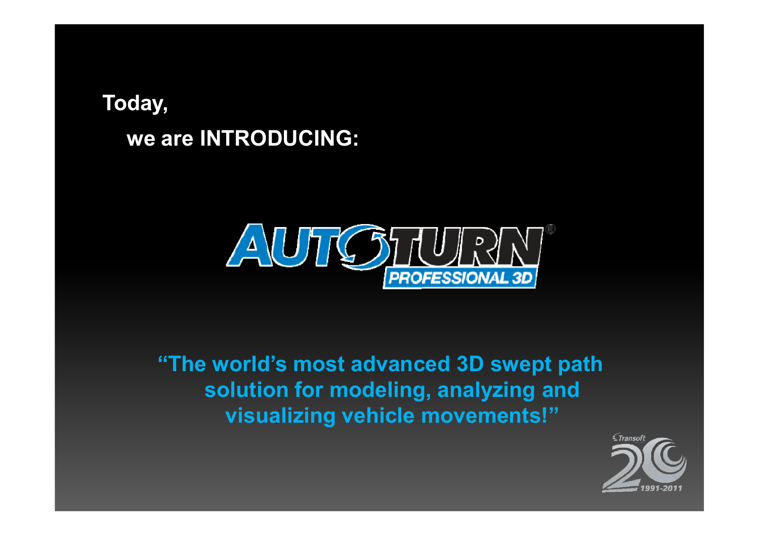**Today,**

**we are INTRODUCING:**

AUTOTURN® PROFESSIONAL 3D

**"The world's most advanced 3D swept path solution for modeling, analyzing and visualizing vehicle movements!"**

Transsoft 20 1991-2011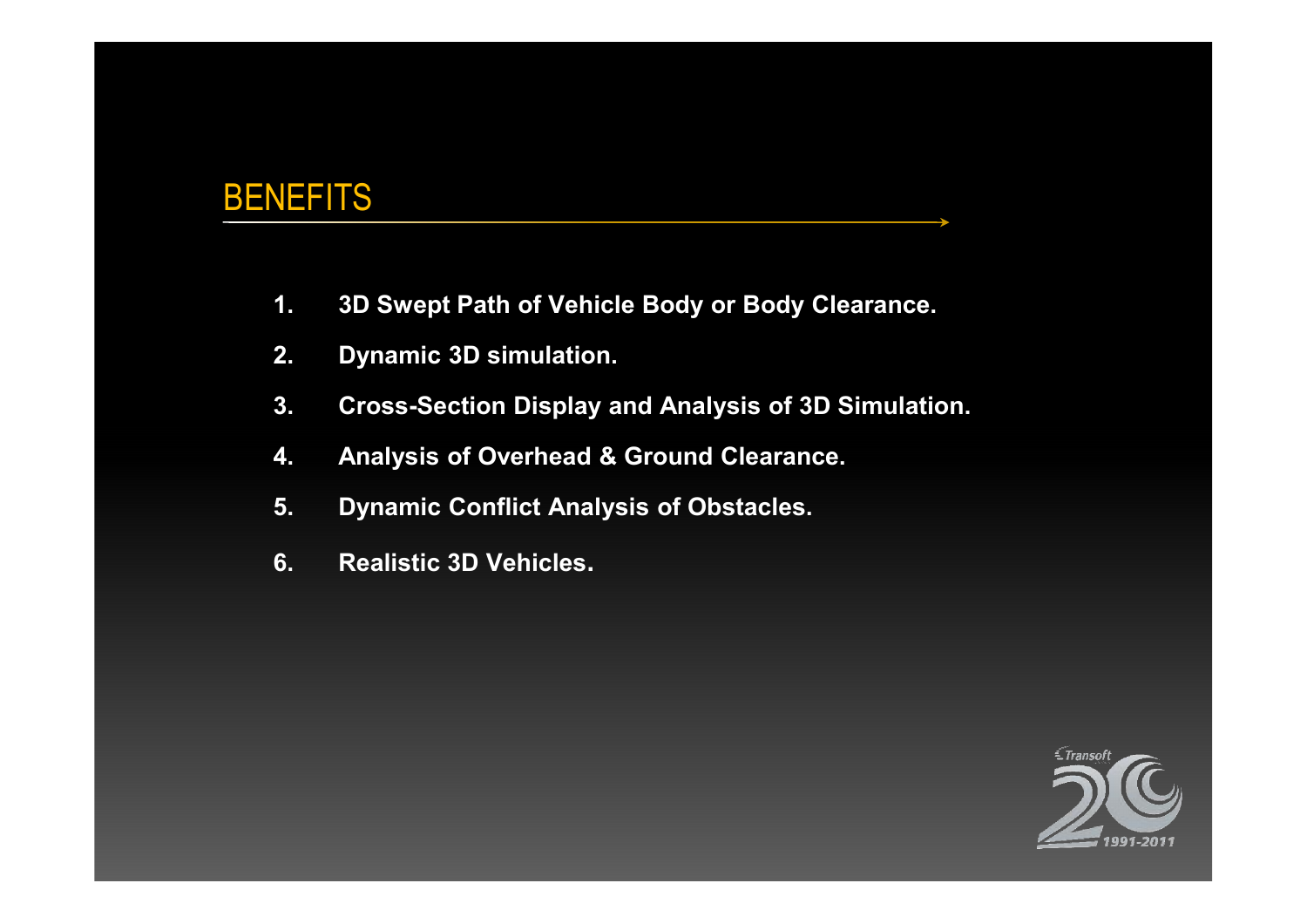# BENEFITS

1. **3D Swept Path of Vehicle Body or Body Clearance.**
2. **Dynamic 3D simulation.**
3. **Cross-Section Display and Analysis of 3D Simulation.**
4. **Analysis of Overhead & Ground Clearance.**
5. **Dynamic Conflict Analysis of Obstacles.**
6. **Realistic 3D Vehicles.**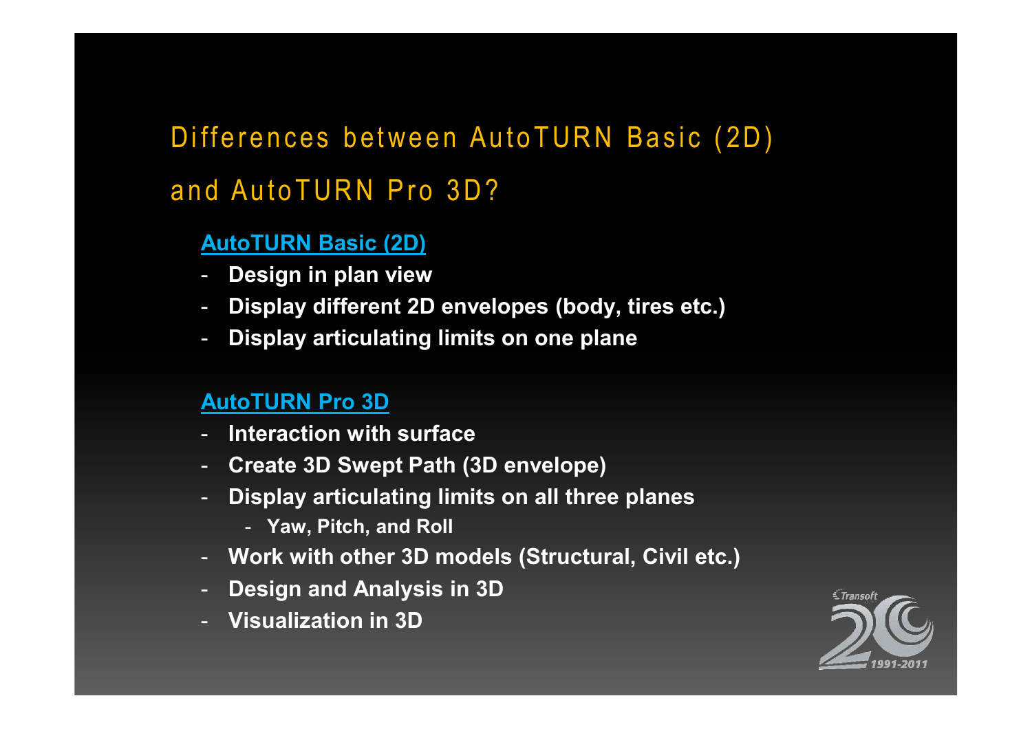# Differences between AutoTURN Basic (2D) and AutoTURN Pro 3D?

### AutoTURN Basic (2D)

- Design in plan view
- Display different 2D envelopes (body, tires etc.)
- Display articulating limits on one plane

### AutoTURN Pro 3D

- Interaction with surface
- Create 3D Swept Path (3D envelope)
- Display articulating limits on all three planes
  - Yaw, Pitch, and Roll
- Work with other 3D models (Structural, Civil etc.)
- Design and Analysis in 3D
- Visualization in 3D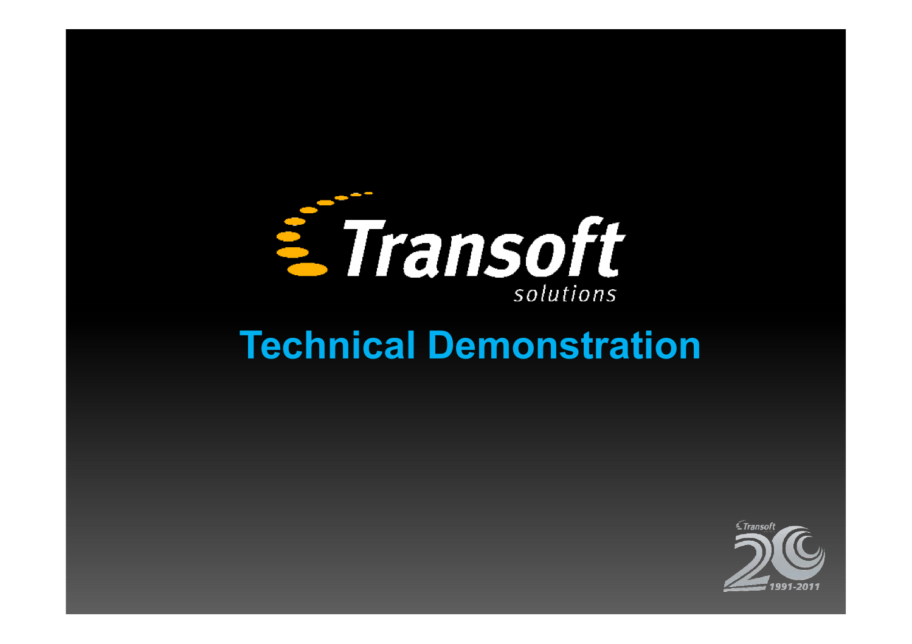Transoft solutions

# Technical Demonstration

Transoft 20 1991-2011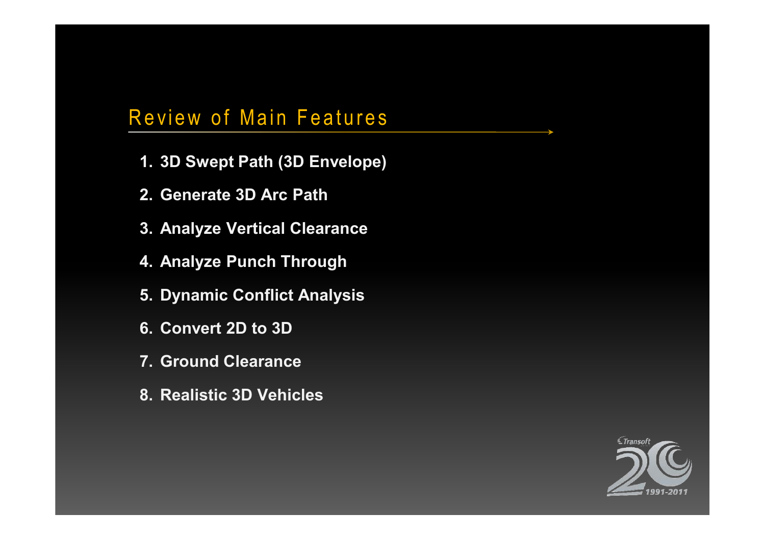## Review of Main Features

1. 3D Swept Path (3D Envelope)
2. Generate 3D Arc Path
3. Analyze Vertical Clearance
4. Analyze Punch Through
5. Dynamic Conflict Analysis
6. Convert 2D to 3D
7. Ground Clearance
8. Realistic 3D Vehicles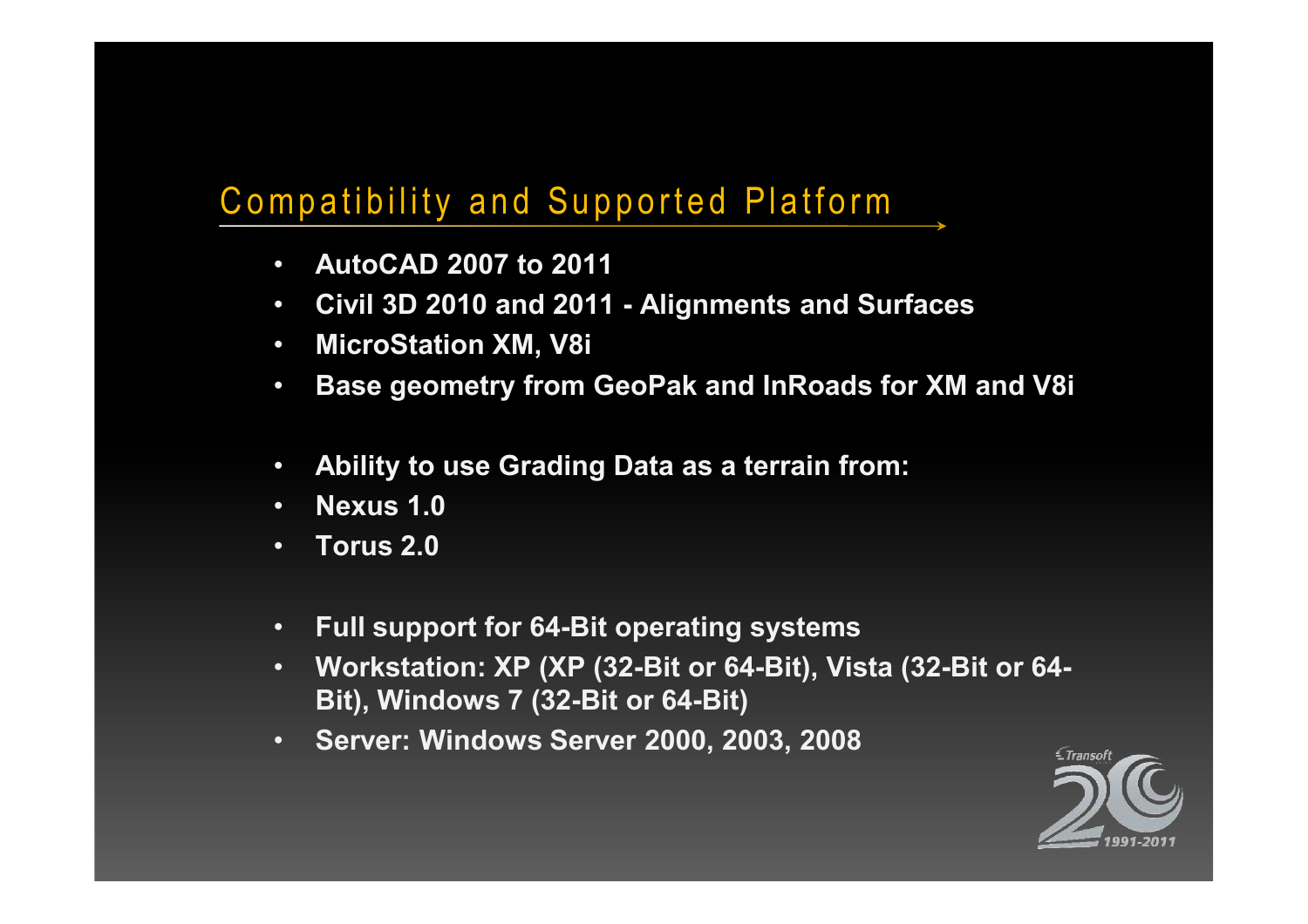## Compatibility and Supported Platform

- AutoCAD 2007 to 2011
- Civil 3D 2010 and 2011 - Alignments and Surfaces
- MicroStation XM, V8i
- Base geometry from GeoPak and InRoads for XM and V8i

- Ability to use Grading Data as a terrain from:
- Nexus 1.0
- Torus 2.0

- Full support for 64-Bit operating systems
- Workstation: XP (XP (32-Bit or 64-Bit), Vista (32-Bit or 64-Bit), Windows 7 (32-Bit or 64-Bit)
- Server: Windows Server 2000, 2003, 2008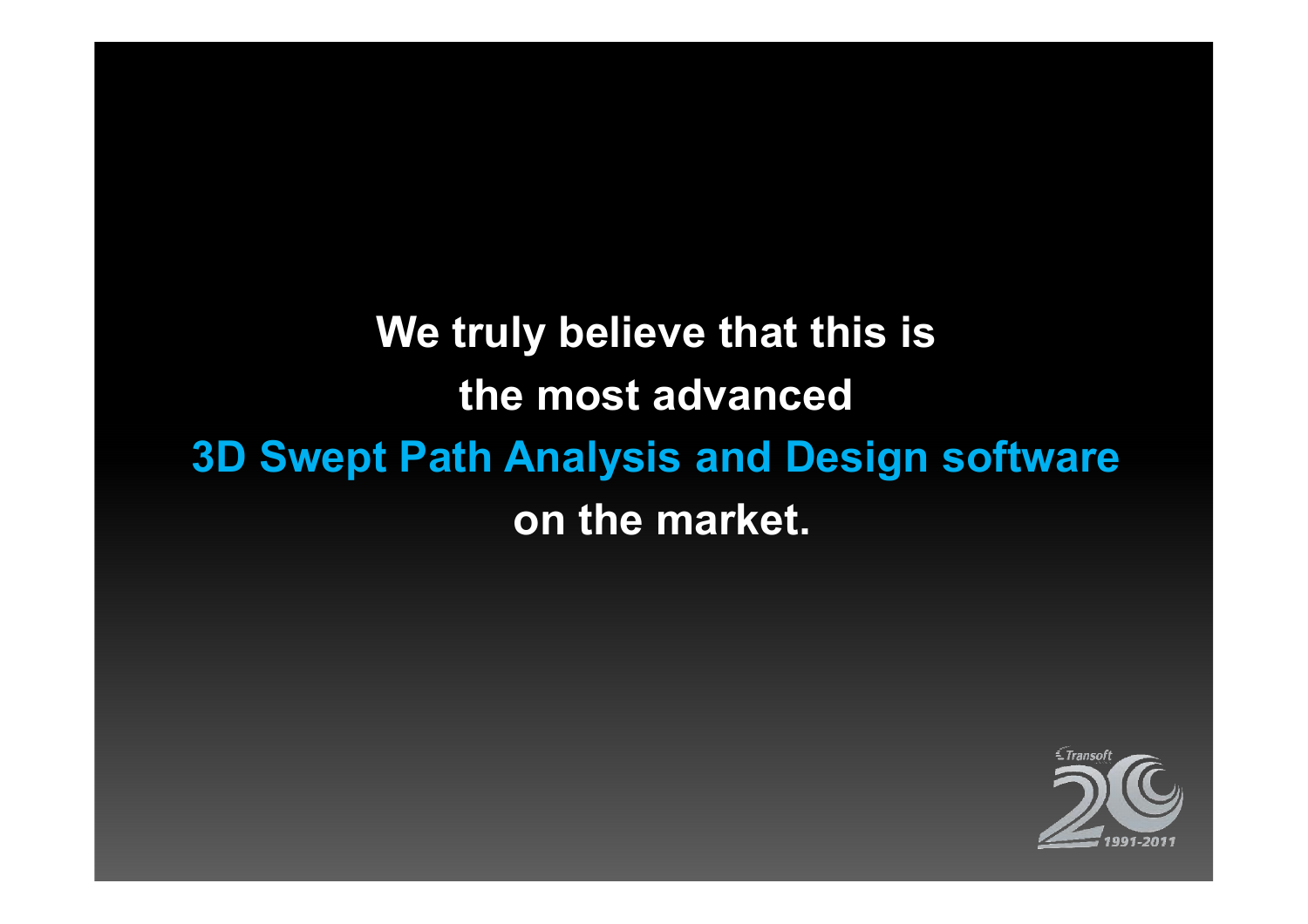**We truly believe that this is**

**the most advanced**

**3D Swept Path Analysis and Design software**

**on the market.**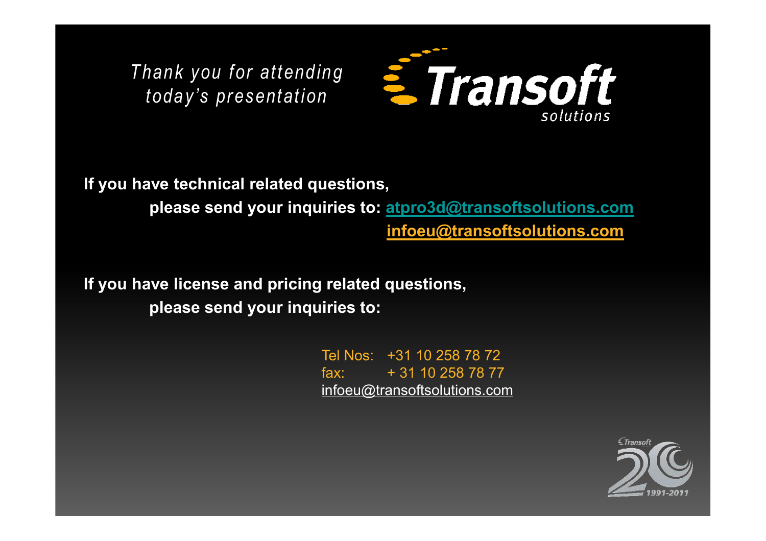*Thank you for attending today's presentation*

Transsoft solutions

**If you have technical related questions,**

**please send your inquiries to: atpro3d@transoftsolutions.com**

**infoeu@transoftsolutions.com**

**If you have license and pricing related questions,**

**please send your inquiries to:**

Tel Nos: +31 10 258 78 72
fax: + 31 10 258 78 77
infoeu@transoftsolutions.com

Transoft 20 1991-2011